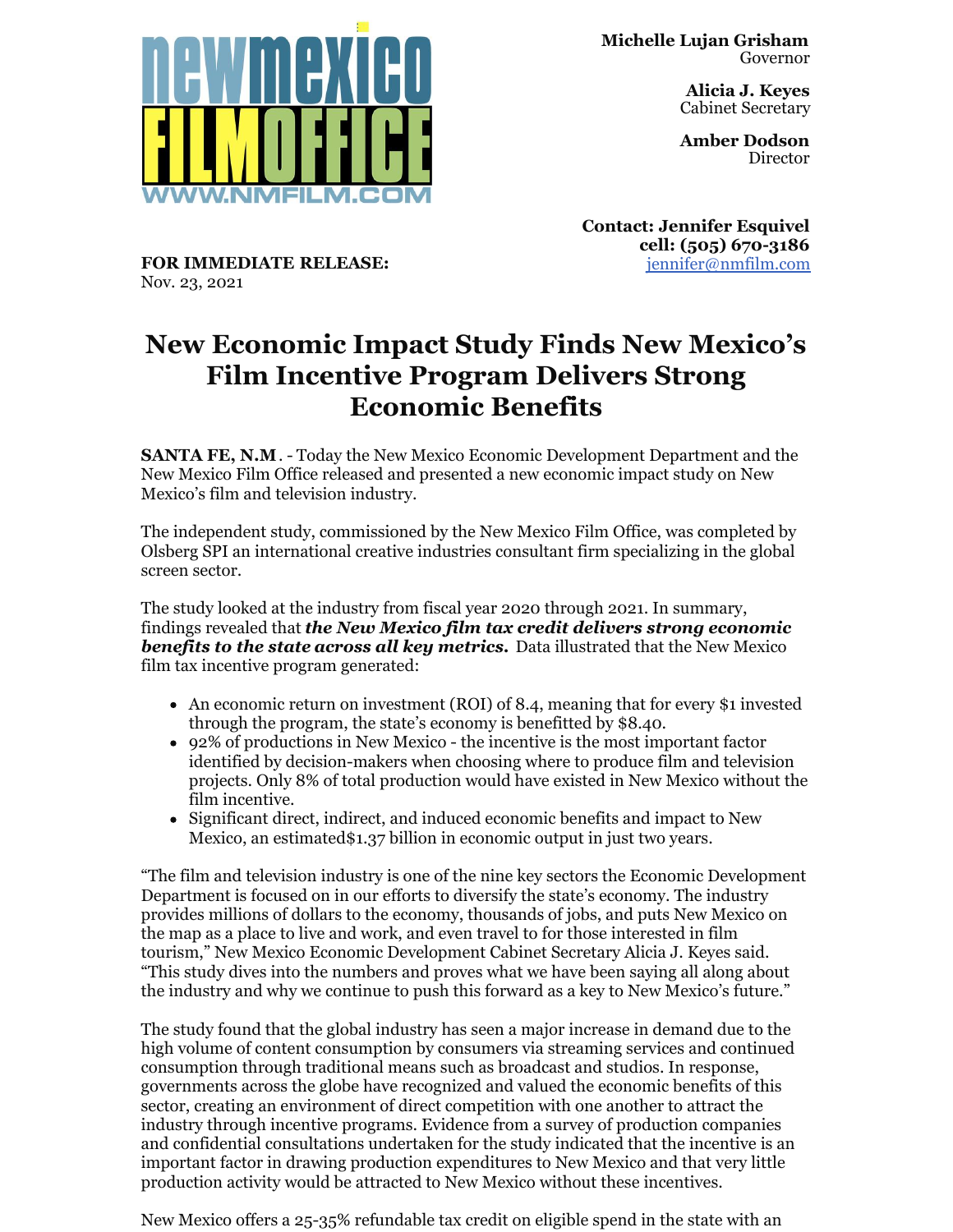newmexico FILMOFFICE
WWW.NMFILM.COM

**Michelle Lujan Grisham**
Governor

**Alicia J. Keyes**
Cabinet Secretary

**Amber Dodson**
Director

**Contact: Jennifer Esquivel**
**cell: (505) 670-3186**
jennifer@nmfilm.com

**FOR IMMEDIATE RELEASE:**
Nov. 23, 2021

# New Economic Impact Study Finds New Mexico's Film Incentive Program Delivers Strong Economic Benefits

**SANTA FE, N.M**. - Today the New Mexico Economic Development Department and the New Mexico Film Office released and presented a new economic impact study on New Mexico's film and television industry.

The independent study, commissioned by the New Mexico Film Office, was completed by Olsberg SPI an international creative industries consultant firm specializing in the global screen sector.

The study looked at the industry from fiscal year 2020 through 2021. In summary, findings revealed that ***the New Mexico film tax credit delivers strong economic benefits to the state across all key metrics.*** Data illustrated that the New Mexico film tax incentive program generated:

- An economic return on investment (ROI) of 8.4, meaning that for every $1 invested through the program, the state's economy is benefitted by $8.40.
- 92% of productions in New Mexico - the incentive is the most important factor identified by decision-makers when choosing where to produce film and television projects. Only 8% of total production would have existed in New Mexico without the film incentive.
- Significant direct, indirect, and induced economic benefits and impact to New Mexico, an estimated$1.37 billion in economic output in just two years.

"The film and television industry is one of the nine key sectors the Economic Development Department is focused on in our efforts to diversify the state's economy. The industry provides millions of dollars to the economy, thousands of jobs, and puts New Mexico on the map as a place to live and work, and even travel to for those interested in film tourism," New Mexico Economic Development Cabinet Secretary Alicia J. Keyes said. "This study dives into the numbers and proves what we have been saying all along about the industry and why we continue to push this forward as a key to New Mexico's future."

The study found that the global industry has seen a major increase in demand due to the high volume of content consumption by consumers via streaming services and continued consumption through traditional means such as broadcast and studios. In response, governments across the globe have recognized and valued the economic benefits of this sector, creating an environment of direct competition with one another to attract the industry through incentive programs. Evidence from a survey of production companies and confidential consultations undertaken for the study indicated that the incentive is an important factor in drawing production expenditures to New Mexico and that very little production activity would be attracted to New Mexico without these incentives.

New Mexico offers a 25-35% refundable tax credit on eligible spend in the state with an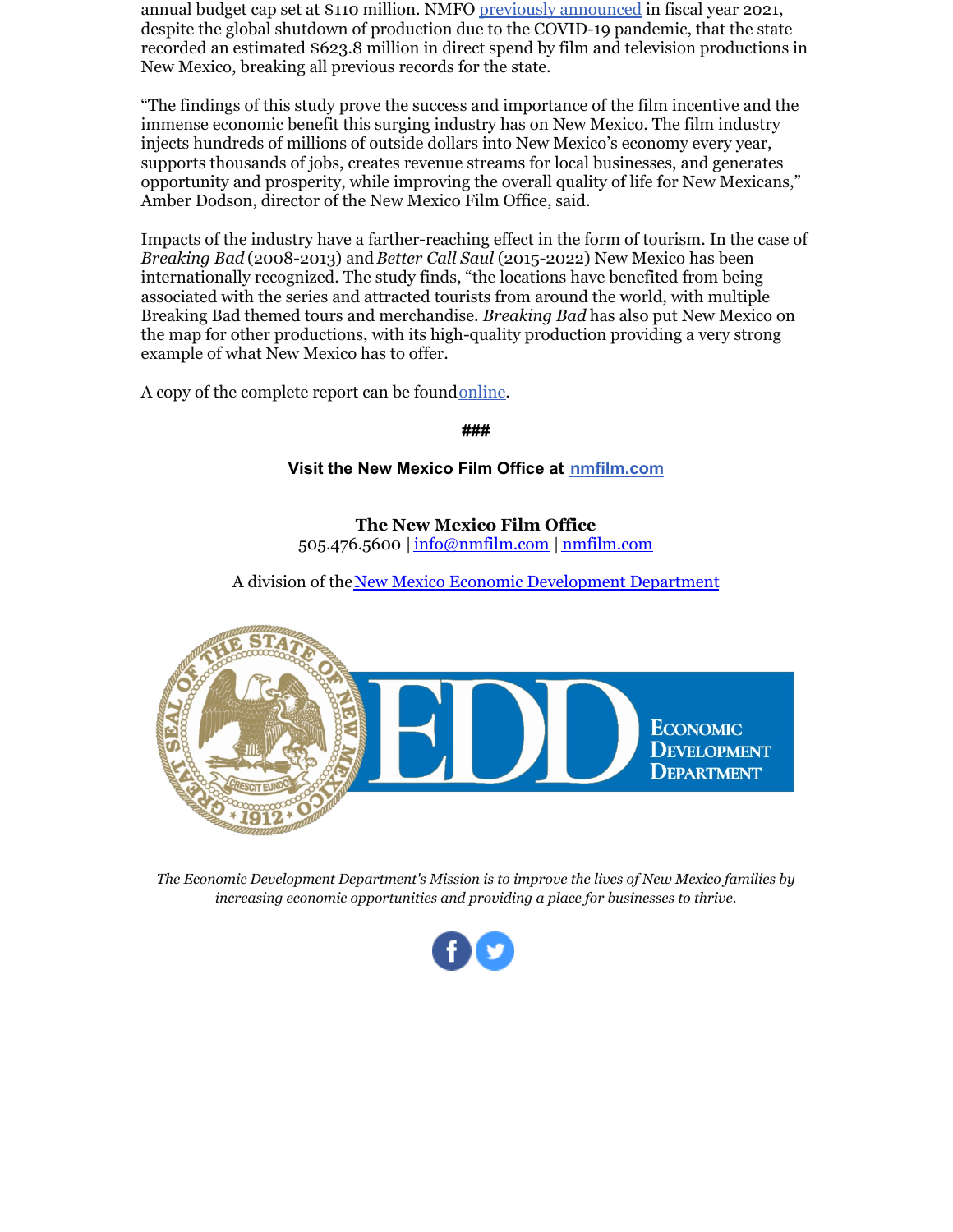annual budget cap set at $110 million. NMFO previously announced in fiscal year 2021, despite the global shutdown of production due to the COVID-19 pandemic, that the state recorded an estimated $623.8 million in direct spend by film and television productions in New Mexico, breaking all previous records for the state.

"The findings of this study prove the success and importance of the film incentive and the immense economic benefit this surging industry has on New Mexico. The film industry injects hundreds of millions of outside dollars into New Mexico's economy every year, supports thousands of jobs, creates revenue streams for local businesses, and generates opportunity and prosperity, while improving the overall quality of life for New Mexicans," Amber Dodson, director of the New Mexico Film Office, said.

Impacts of the industry have a farther-reaching effect in the form of tourism. In the case of *Breaking Bad* (2008-2013) and *Better Call Saul* (2015-2022) New Mexico has been internationally recognized. The study finds, "the locations have benefited from being associated with the series and attracted tourists from around the world, with multiple Breaking Bad themed tours and merchandise. *Breaking Bad* has also put New Mexico on the map for other productions, with its high-quality production providing a very strong example of what New Mexico has to offer.

A copy of the complete report can be found online.

**###**

**Visit the New Mexico Film Office at nmfilm.com**

**The New Mexico Film Office**
505.476.5600 | info@nmfilm.com | nmfilm.com

A division of the New Mexico Economic Development Department

*The Economic Development Department's Mission is to improve the lives of New Mexico families by increasing economic opportunities and providing a place for businesses to thrive.*